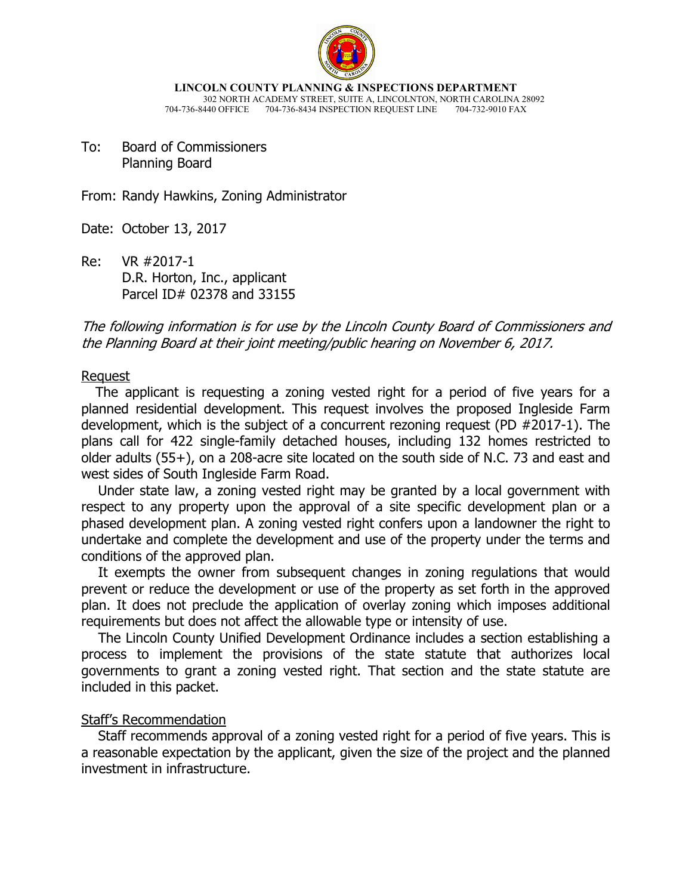**LINCOLN COUNTY PLANNING & INSPECTIONS DEPARTMENT**
302 NORTH ACADEMY STREET, SUITE A, LINCOLNTON, NORTH CAROLINA 28092
704-736-8440 OFFICE 704-736-8434 INSPECTION REQUEST LINE 704-732-9010 FAX

To: Board of Commissioners
Planning Board

From: Randy Hawkins, Zoning Administrator

Date: October 13, 2017

Re: VR #2017-1
D.R. Horton, Inc., applicant
Parcel ID# 02378 and 33155

*The following information is for use by the Lincoln County Board of Commissioners and the Planning Board at their joint meeting/public hearing on November 6, 2017.*

Request

The applicant is requesting a zoning vested right for a period of five years for a planned residential development. This request involves the proposed Ingleside Farm development, which is the subject of a concurrent rezoning request (PD #2017-1). The plans call for 422 single-family detached houses, including 132 homes restricted to older adults (55+), on a 208-acre site located on the south side of N.C. 73 and east and west sides of South Ingleside Farm Road.

Under state law, a zoning vested right may be granted by a local government with respect to any property upon the approval of a site specific development plan or a phased development plan. A zoning vested right confers upon a landowner the right to undertake and complete the development and use of the property under the terms and conditions of the approved plan.

It exempts the owner from subsequent changes in zoning regulations that would prevent or reduce the development or use of the property as set forth in the approved plan. It does not preclude the application of overlay zoning which imposes additional requirements but does not affect the allowable type or intensity of use.

The Lincoln County Unified Development Ordinance includes a section establishing a process to implement the provisions of the state statute that authorizes local governments to grant a zoning vested right. That section and the state statute are included in this packet.

Staff's Recommendation

Staff recommends approval of a zoning vested right for a period of five years. This is a reasonable expectation by the applicant, given the size of the project and the planned investment in infrastructure.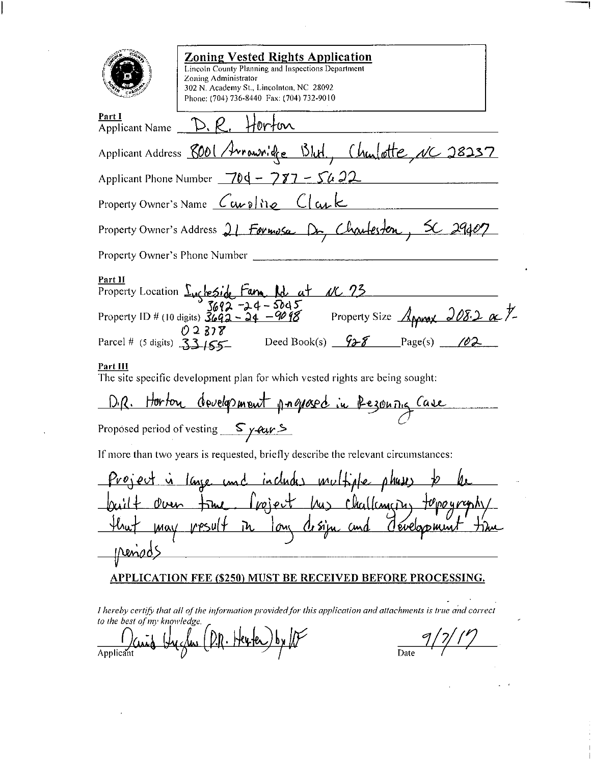## Zoning Vested Rights Application

Lincoln County Planning and Inspections Department
Zoning Administrator
302 N. Academy St., Lincolnton, NC 28092
Phone: (704) 736-8440 Fax: (704) 732-9010

**Part I**

Applicant Name D. R. Horton

Applicant Address 8001 Arrowridge Blvd., Charlotte, NC 28237

Applicant Phone Number 704-787-5622

Property Owner's Name Caroline Clark

Property Owner's Address 21 Formosa Dr, Charleston, SC 29407

Property Owner's Phone Number ______________________

**Part II**

Property Location Ingleside Farm Rd at NC 73

Property ID # (10 digits) 3692-24-5045, 3692-24-9098, 02378

Property Size Approx 208.2 ac +/-

Parcel # (5 digits) 33155

Deed Book(s) 928 Page(s) 102

**Part III**

The site specific development plan for which vested rights are being sought:

D.R. Horton development proposed in Rezoning Case

Proposed period of vesting 5 years

If more than two years is requested, briefly describe the relevant circumstances:

Project is large and includes multiple phases to be built over time. Project has challenging topography that may result in long design and development time periods

**APPLICATION FEE ($250) MUST BE RECEIVED BEFORE PROCESSING.**

*I hereby certify that all of the information provided for this application and attachments is true and correct to the best of my knowledge.*

David Hughes (D.R. Horton) by [initials]
Applicant

9/7/17
Date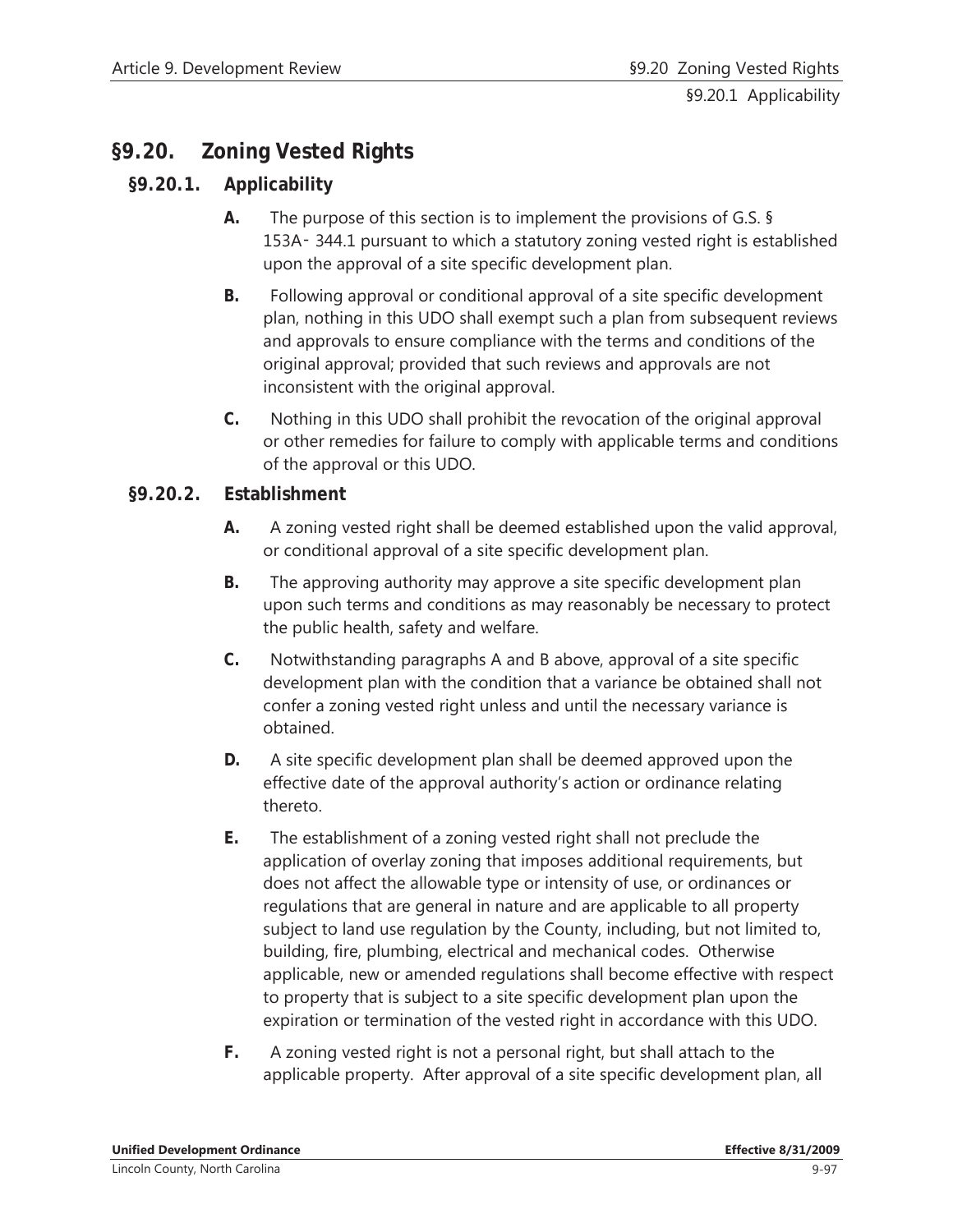# §9.20. Zoning Vested Rights

## §9.20.1. Applicability

**A.** The purpose of this section is to implement the provisions of G.S. § 153A- 344.1 pursuant to which a statutory zoning vested right is established upon the approval of a site specific development plan.

**B.** Following approval or conditional approval of a site specific development plan, nothing in this UDO shall exempt such a plan from subsequent reviews and approvals to ensure compliance with the terms and conditions of the original approval; provided that such reviews and approvals are not inconsistent with the original approval.

**C.** Nothing in this UDO shall prohibit the revocation of the original approval or other remedies for failure to comply with applicable terms and conditions of the approval or this UDO.

## §9.20.2. Establishment

**A.** A zoning vested right shall be deemed established upon the valid approval, or conditional approval of a site specific development plan.

**B.** The approving authority may approve a site specific development plan upon such terms and conditions as may reasonably be necessary to protect the public health, safety and welfare.

**C.** Notwithstanding paragraphs A and B above, approval of a site specific development plan with the condition that a variance be obtained shall not confer a zoning vested right unless and until the necessary variance is obtained.

**D.** A site specific development plan shall be deemed approved upon the effective date of the approval authority's action or ordinance relating thereto.

**E.** The establishment of a zoning vested right shall not preclude the application of overlay zoning that imposes additional requirements, but does not affect the allowable type or intensity of use, or ordinances or regulations that are general in nature and are applicable to all property subject to land use regulation by the County, including, but not limited to, building, fire, plumbing, electrical and mechanical codes. Otherwise applicable, new or amended regulations shall become effective with respect to property that is subject to a site specific development plan upon the expiration or termination of the vested right in accordance with this UDO.

**F.** A zoning vested right is not a personal right, but shall attach to the applicable property. After approval of a site specific development plan, all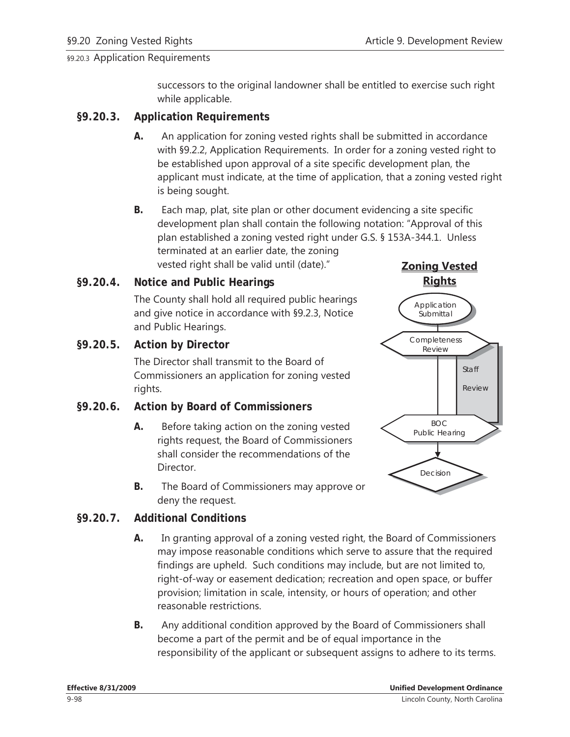successors to the original landowner shall be entitled to exercise such right while applicable.

### §9.20.3. Application Requirements

**A.** An application for zoning vested rights shall be submitted in accordance with §9.2.2, Application Requirements. In order for a zoning vested right to be established upon approval of a site specific development plan, the applicant must indicate, at the time of application, that a zoning vested right is being sought.

**B.** Each map, plat, site plan or other document evidencing a site specific development plan shall contain the following notation: "Approval of this plan established a zoning vested right under G.S. § 153A-344.1. Unless terminated at an earlier date, the zoning vested right shall be valid until (date)."

### §9.20.4. Notice and Public Hearings

The County shall hold all required public hearings and give notice in accordance with §9.2.3, Notice and Public Hearings.

### §9.20.5. Action by Director

The Director shall transmit to the Board of Commissioners an application for zoning vested rights.

### §9.20.6. Action by Board of Commissioners

**A.** Before taking action on the zoning vested rights request, the Board of Commissioners shall consider the recommendations of the Director.

**B.** The Board of Commissioners may approve or deny the request.

**Zoning Vested Rights**

Application Submittal → Completeness Review → Staff Review → BOC Public Hearing → Decision

### §9.20.7. Additional Conditions

**A.** In granting approval of a zoning vested right, the Board of Commissioners may impose reasonable conditions which serve to assure that the required findings are upheld. Such conditions may include, but are not limited to, right-of-way or easement dedication; recreation and open space, or buffer provision; limitation in scale, intensity, or hours of operation; and other reasonable restrictions.

**B.** Any additional condition approved by the Board of Commissioners shall become a part of the permit and be of equal importance in the responsibility of the applicant or subsequent assigns to adhere to its terms.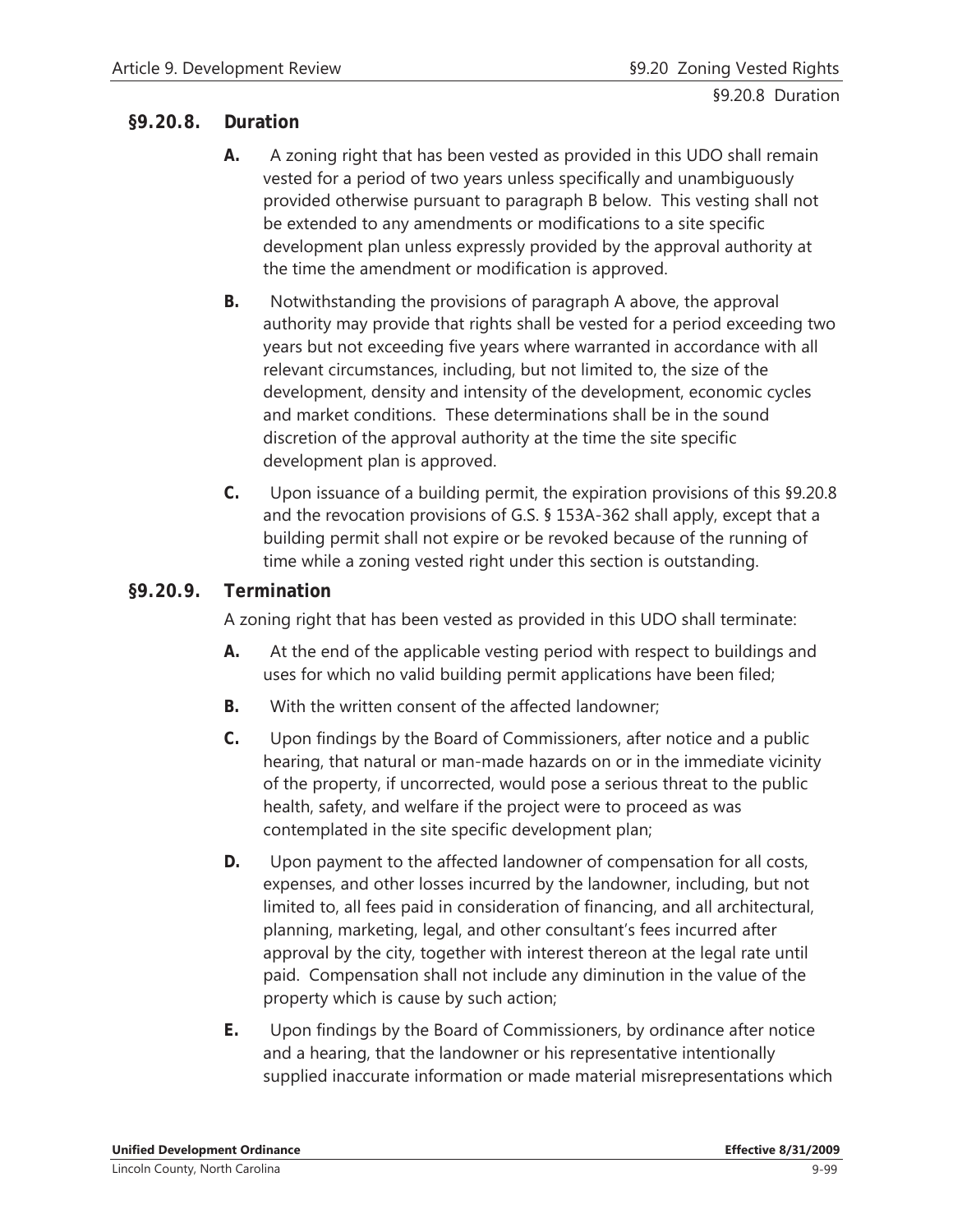### §9.20.8. Duration

**A.** A zoning right that has been vested as provided in this UDO shall remain vested for a period of two years unless specifically and unambiguously provided otherwise pursuant to paragraph B below. This vesting shall not be extended to any amendments or modifications to a site specific development plan unless expressly provided by the approval authority at the time the amendment or modification is approved.

**B.** Notwithstanding the provisions of paragraph A above, the approval authority may provide that rights shall be vested for a period exceeding two years but not exceeding five years where warranted in accordance with all relevant circumstances, including, but not limited to, the size of the development, density and intensity of the development, economic cycles and market conditions. These determinations shall be in the sound discretion of the approval authority at the time the site specific development plan is approved.

**C.** Upon issuance of a building permit, the expiration provisions of this §9.20.8 and the revocation provisions of G.S. § 153A-362 shall apply, except that a building permit shall not expire or be revoked because of the running of time while a zoning vested right under this section is outstanding.

### §9.20.9. Termination

A zoning right that has been vested as provided in this UDO shall terminate:

**A.** At the end of the applicable vesting period with respect to buildings and uses for which no valid building permit applications have been filed;

**B.** With the written consent of the affected landowner;

**C.** Upon findings by the Board of Commissioners, after notice and a public hearing, that natural or man-made hazards on or in the immediate vicinity of the property, if uncorrected, would pose a serious threat to the public health, safety, and welfare if the project were to proceed as was contemplated in the site specific development plan;

**D.** Upon payment to the affected landowner of compensation for all costs, expenses, and other losses incurred by the landowner, including, but not limited to, all fees paid in consideration of financing, and all architectural, planning, marketing, legal, and other consultant's fees incurred after approval by the city, together with interest thereon at the legal rate until paid. Compensation shall not include any diminution in the value of the property which is cause by such action;

**E.** Upon findings by the Board of Commissioners, by ordinance after notice and a hearing, that the landowner or his representative intentionally supplied inaccurate information or made material misrepresentations which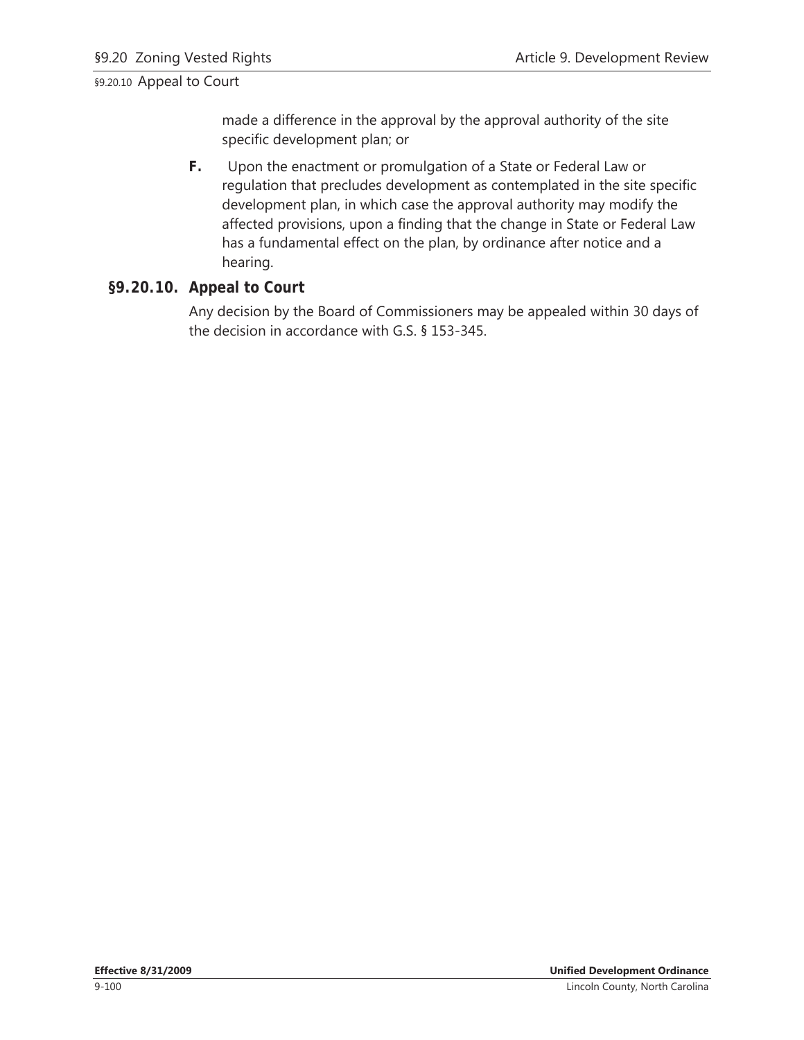made a difference in the approval by the approval authority of the site specific development plan; or

**F.** Upon the enactment or promulgation of a State or Federal Law or regulation that precludes development as contemplated in the site specific development plan, in which case the approval authority may modify the affected provisions, upon a finding that the change in State or Federal Law has a fundamental effect on the plan, by ordinance after notice and a hearing.

### §9.20.10. Appeal to Court

Any decision by the Board of Commissioners may be appealed within 30 days of the decision in accordance with G.S. § 153-345.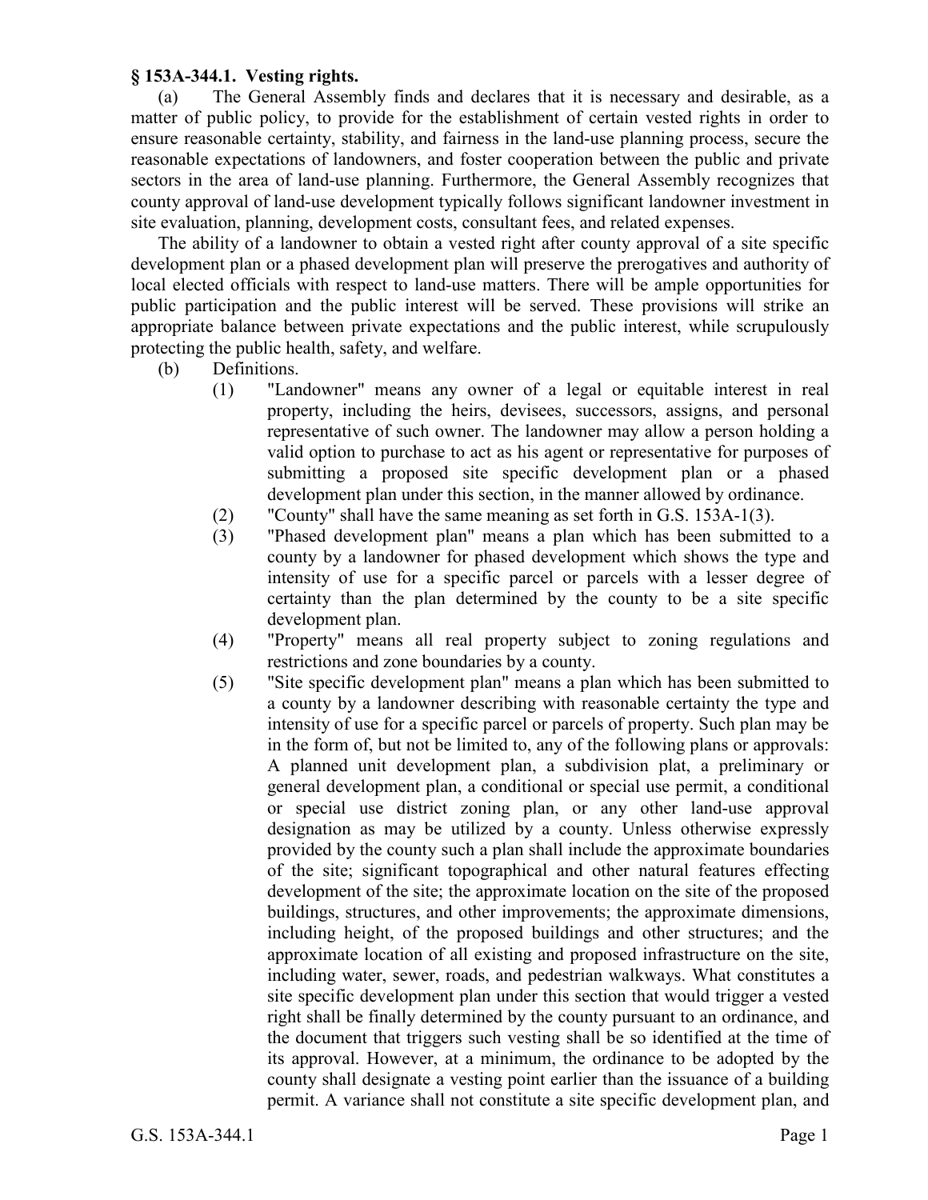**§ 153A-344.1. Vesting rights.**

(a) The General Assembly finds and declares that it is necessary and desirable, as a matter of public policy, to provide for the establishment of certain vested rights in order to ensure reasonable certainty, stability, and fairness in the land-use planning process, secure the reasonable expectations of landowners, and foster cooperation between the public and private sectors in the area of land-use planning. Furthermore, the General Assembly recognizes that county approval of land-use development typically follows significant landowner investment in site evaluation, planning, development costs, consultant fees, and related expenses.

The ability of a landowner to obtain a vested right after county approval of a site specific development plan or a phased development plan will preserve the prerogatives and authority of local elected officials with respect to land-use matters. There will be ample opportunities for public participation and the public interest will be served. These provisions will strike an appropriate balance between private expectations and the public interest, while scrupulously protecting the public health, safety, and welfare.

(b) Definitions.

(1) "Landowner" means any owner of a legal or equitable interest in real property, including the heirs, devisees, successors, assigns, and personal representative of such owner. The landowner may allow a person holding a valid option to purchase to act as his agent or representative for purposes of submitting a proposed site specific development plan or a phased development plan under this section, in the manner allowed by ordinance.

(2) "County" shall have the same meaning as set forth in G.S. 153A-1(3).

(3) "Phased development plan" means a plan which has been submitted to a county by a landowner for phased development which shows the type and intensity of use for a specific parcel or parcels with a lesser degree of certainty than the plan determined by the county to be a site specific development plan.

(4) "Property" means all real property subject to zoning regulations and restrictions and zone boundaries by a county.

(5) "Site specific development plan" means a plan which has been submitted to a county by a landowner describing with reasonable certainty the type and intensity of use for a specific parcel or parcels of property. Such plan may be in the form of, but not be limited to, any of the following plans or approvals: A planned unit development plan, a subdivision plat, a preliminary or general development plan, a conditional or special use permit, a conditional or special use district zoning plan, or any other land-use approval designation as may be utilized by a county. Unless otherwise expressly provided by the county such a plan shall include the approximate boundaries of the site; significant topographical and other natural features effecting development of the site; the approximate location on the site of the proposed buildings, structures, and other improvements; the approximate dimensions, including height, of the proposed buildings and other structures; and the approximate location of all existing and proposed infrastructure on the site, including water, sewer, roads, and pedestrian walkways. What constitutes a site specific development plan under this section that would trigger a vested right shall be finally determined by the county pursuant to an ordinance, and the document that triggers such vesting shall be so identified at the time of its approval. However, at a minimum, the ordinance to be adopted by the county shall designate a vesting point earlier than the issuance of a building permit. A variance shall not constitute a site specific development plan, and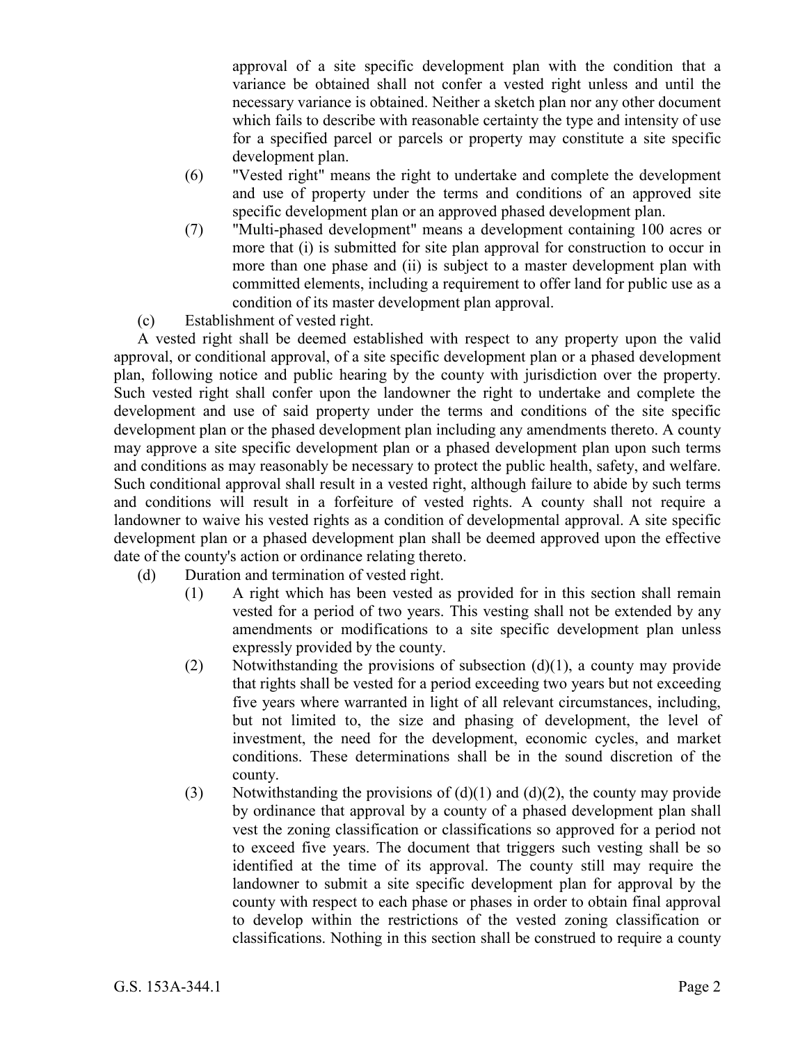approval of a site specific development plan with the condition that a variance be obtained shall not confer a vested right unless and until the necessary variance is obtained. Neither a sketch plan nor any other document which fails to describe with reasonable certainty the type and intensity of use for a specified parcel or parcels or property may constitute a site specific development plan.

(6) "Vested right" means the right to undertake and complete the development and use of property under the terms and conditions of an approved site specific development plan or an approved phased development plan.

(7) "Multi-phased development" means a development containing 100 acres or more that (i) is submitted for site plan approval for construction to occur in more than one phase and (ii) is subject to a master development plan with committed elements, including a requirement to offer land for public use as a condition of its master development plan approval.

(c) Establishment of vested right.

A vested right shall be deemed established with respect to any property upon the valid approval, or conditional approval, of a site specific development plan or a phased development plan, following notice and public hearing by the county with jurisdiction over the property. Such vested right shall confer upon the landowner the right to undertake and complete the development and use of said property under the terms and conditions of the site specific development plan or the phased development plan including any amendments thereto. A county may approve a site specific development plan or a phased development plan upon such terms and conditions as may reasonably be necessary to protect the public health, safety, and welfare. Such conditional approval shall result in a vested right, although failure to abide by such terms and conditions will result in a forfeiture of vested rights. A county shall not require a landowner to waive his vested rights as a condition of developmental approval. A site specific development plan or a phased development plan shall be deemed approved upon the effective date of the county's action or ordinance relating thereto.

(d) Duration and termination of vested right.

(1) A right which has been vested as provided for in this section shall remain vested for a period of two years. This vesting shall not be extended by any amendments or modifications to a site specific development plan unless expressly provided by the county.

(2) Notwithstanding the provisions of subsection (d)(1), a county may provide that rights shall be vested for a period exceeding two years but not exceeding five years where warranted in light of all relevant circumstances, including, but not limited to, the size and phasing of development, the level of investment, the need for the development, economic cycles, and market conditions. These determinations shall be in the sound discretion of the county.

(3) Notwithstanding the provisions of (d)(1) and (d)(2), the county may provide by ordinance that approval by a county of a phased development plan shall vest the zoning classification or classifications so approved for a period not to exceed five years. The document that triggers such vesting shall be so identified at the time of its approval. The county still may require the landowner to submit a site specific development plan for approval by the county with respect to each phase or phases in order to obtain final approval to develop within the restrictions of the vested zoning classification or classifications. Nothing in this section shall be construed to require a county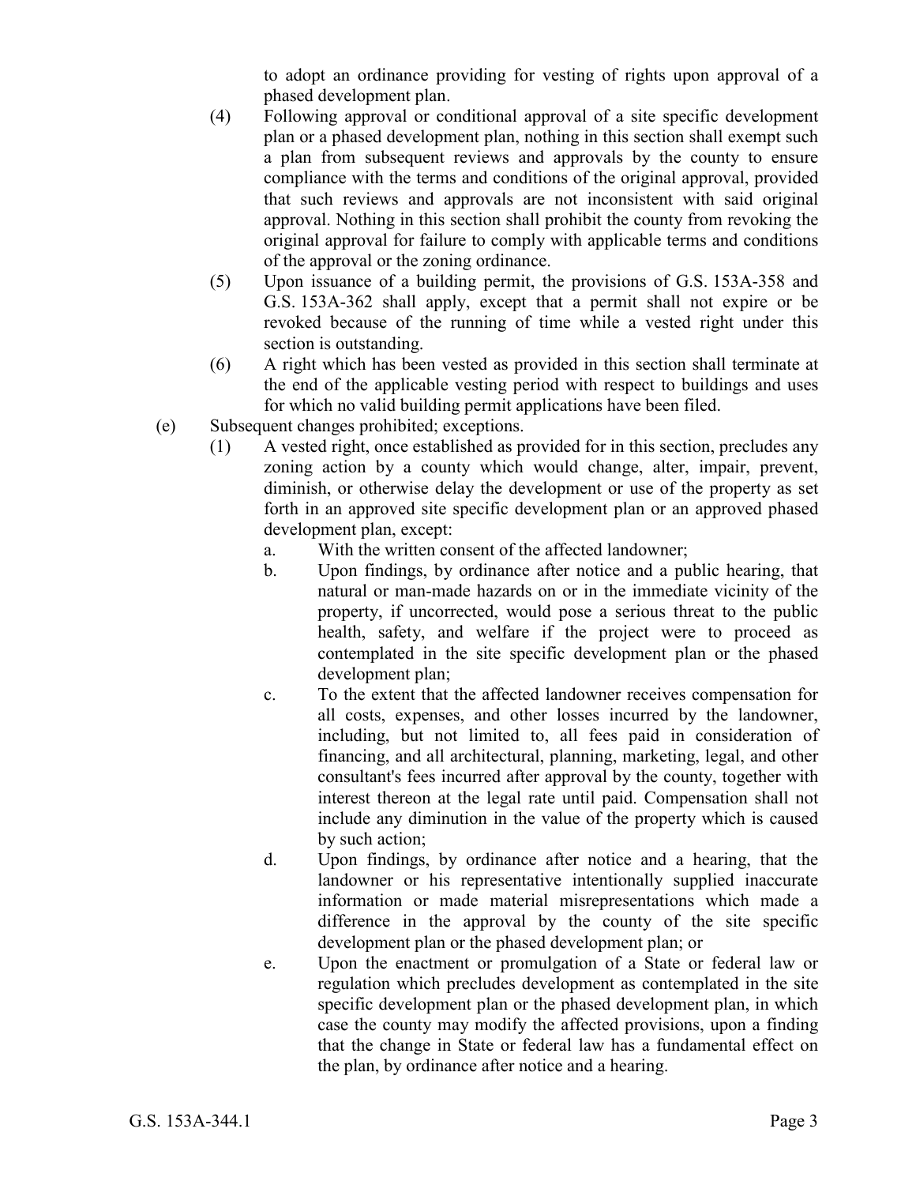to adopt an ordinance providing for vesting of rights upon approval of a phased development plan.

(4) Following approval or conditional approval of a site specific development plan or a phased development plan, nothing in this section shall exempt such a plan from subsequent reviews and approvals by the county to ensure compliance with the terms and conditions of the original approval, provided that such reviews and approvals are not inconsistent with said original approval. Nothing in this section shall prohibit the county from revoking the original approval for failure to comply with applicable terms and conditions of the approval or the zoning ordinance.

(5) Upon issuance of a building permit, the provisions of G.S. 153A-358 and G.S. 153A-362 shall apply, except that a permit shall not expire or be revoked because of the running of time while a vested right under this section is outstanding.

(6) A right which has been vested as provided in this section shall terminate at the end of the applicable vesting period with respect to buildings and uses for which no valid building permit applications have been filed.

(e) Subsequent changes prohibited; exceptions.

(1) A vested right, once established as provided for in this section, precludes any zoning action by a county which would change, alter, impair, prevent, diminish, or otherwise delay the development or use of the property as set forth in an approved site specific development plan or an approved phased development plan, except:

a. With the written consent of the affected landowner;

b. Upon findings, by ordinance after notice and a public hearing, that natural or man-made hazards on or in the immediate vicinity of the property, if uncorrected, would pose a serious threat to the public health, safety, and welfare if the project were to proceed as contemplated in the site specific development plan or the phased development plan;

c. To the extent that the affected landowner receives compensation for all costs, expenses, and other losses incurred by the landowner, including, but not limited to, all fees paid in consideration of financing, and all architectural, planning, marketing, legal, and other consultant's fees incurred after approval by the county, together with interest thereon at the legal rate until paid. Compensation shall not include any diminution in the value of the property which is caused by such action;

d. Upon findings, by ordinance after notice and a hearing, that the landowner or his representative intentionally supplied inaccurate information or made material misrepresentations which made a difference in the approval by the county of the site specific development plan or the phased development plan; or

e. Upon the enactment or promulgation of a State or federal law or regulation which precludes development as contemplated in the site specific development plan or the phased development plan, in which case the county may modify the affected provisions, upon a finding that the change in State or federal law has a fundamental effect on the plan, by ordinance after notice and a hearing.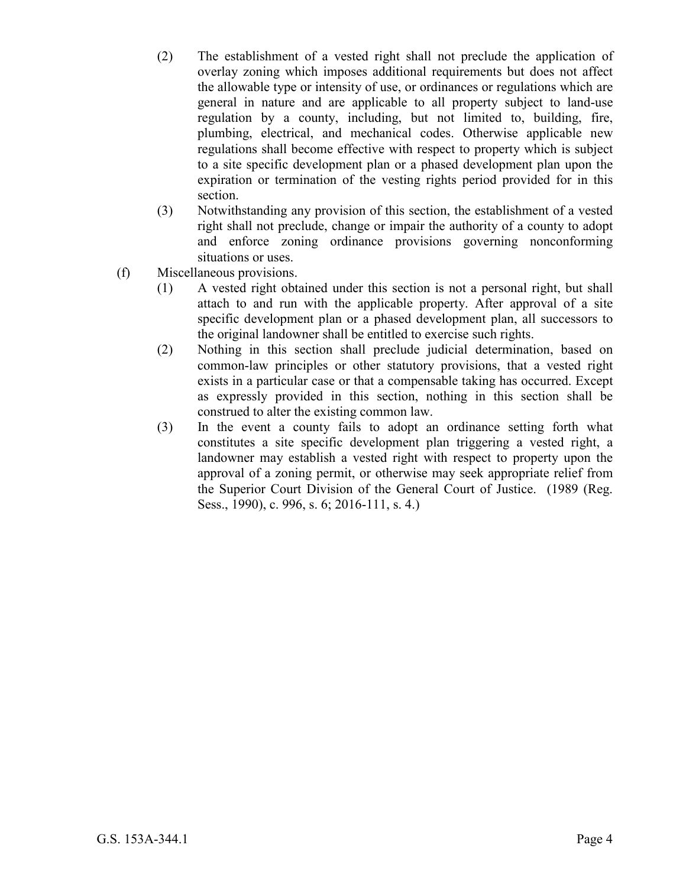(2) The establishment of a vested right shall not preclude the application of overlay zoning which imposes additional requirements but does not affect the allowable type or intensity of use, or ordinances or regulations which are general in nature and are applicable to all property subject to land-use regulation by a county, including, but not limited to, building, fire, plumbing, electrical, and mechanical codes. Otherwise applicable new regulations shall become effective with respect to property which is subject to a site specific development plan or a phased development plan upon the expiration or termination of the vesting rights period provided for in this section.

(3) Notwithstanding any provision of this section, the establishment of a vested right shall not preclude, change or impair the authority of a county to adopt and enforce zoning ordinance provisions governing nonconforming situations or uses.

(f) Miscellaneous provisions.

(1) A vested right obtained under this section is not a personal right, but shall attach to and run with the applicable property. After approval of a site specific development plan or a phased development plan, all successors to the original landowner shall be entitled to exercise such rights.

(2) Nothing in this section shall preclude judicial determination, based on common-law principles or other statutory provisions, that a vested right exists in a particular case or that a compensable taking has occurred. Except as expressly provided in this section, nothing in this section shall be construed to alter the existing common law.

(3) In the event a county fails to adopt an ordinance setting forth what constitutes a site specific development plan triggering a vested right, a landowner may establish a vested right with respect to property upon the approval of a zoning permit, or otherwise may seek appropriate relief from the Superior Court Division of the General Court of Justice. (1989 (Reg. Sess., 1990), c. 996, s. 6; 2016-111, s. 4.)